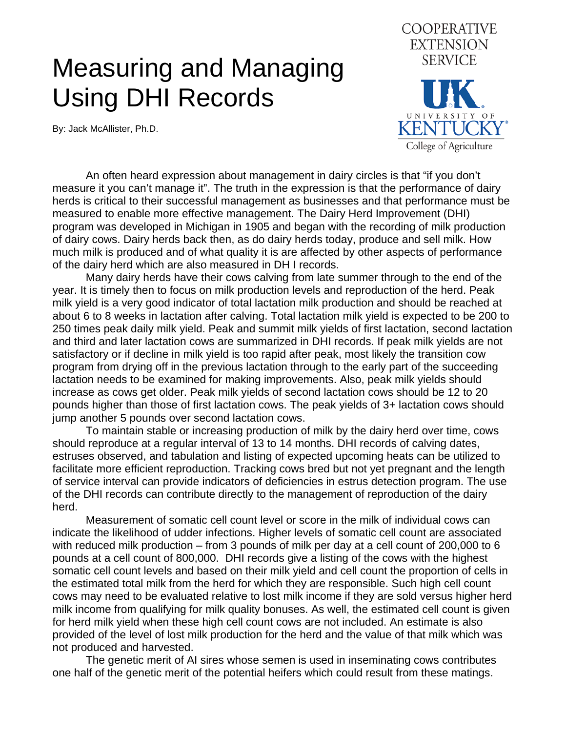# Measuring and Managing Using DHI Records

By: Jack McAllister, Ph.D.

COOPERATIVE EXTENSION SERVICE

UK UNIVERSITY OF KENTUCKY College of Agriculture

An often heard expression about management in dairy circles is that "if you don't measure it you can't manage it". The truth in the expression is that the performance of dairy herds is critical to their successful management as businesses and that performance must be measured to enable more effective management. The Dairy Herd Improvement (DHI) program was developed in Michigan in 1905 and began with the recording of milk production of dairy cows. Dairy herds back then, as do dairy herds today, produce and sell milk. How much milk is produced and of what quality it is are affected by other aspects of performance of the dairy herd which are also measured in DH I records.

Many dairy herds have their cows calving from late summer through to the end of the year. It is timely then to focus on milk production levels and reproduction of the herd. Peak milk yield is a very good indicator of total lactation milk production and should be reached at about 6 to 8 weeks in lactation after calving. Total lactation milk yield is expected to be 200 to 250 times peak daily milk yield. Peak and summit milk yields of first lactation, second lactation and third and later lactation cows are summarized in DHI records. If peak milk yields are not satisfactory or if decline in milk yield is too rapid after peak, most likely the transition cow program from drying off in the previous lactation through to the early part of the succeeding lactation needs to be examined for making improvements. Also, peak milk yields should increase as cows get older. Peak milk yields of second lactation cows should be 12 to 20 pounds higher than those of first lactation cows. The peak yields of 3+ lactation cows should jump another 5 pounds over second lactation cows.

To maintain stable or increasing production of milk by the dairy herd over time, cows should reproduce at a regular interval of 13 to 14 months. DHI records of calving dates, estruses observed, and tabulation and listing of expected upcoming heats can be utilized to facilitate more efficient reproduction. Tracking cows bred but not yet pregnant and the length of service interval can provide indicators of deficiencies in estrus detection program. The use of the DHI records can contribute directly to the management of reproduction of the dairy herd.

Measurement of somatic cell count level or score in the milk of individual cows can indicate the likelihood of udder infections. Higher levels of somatic cell count are associated with reduced milk production – from 3 pounds of milk per day at a cell count of 200,000 to 6 pounds at a cell count of 800,000. DHI records give a listing of the cows with the highest somatic cell count levels and based on their milk yield and cell count the proportion of cells in the estimated total milk from the herd for which they are responsible. Such high cell count cows may need to be evaluated relative to lost milk income if they are sold versus higher herd milk income from qualifying for milk quality bonuses. As well, the estimated cell count is given for herd milk yield when these high cell count cows are not included. An estimate is also provided of the level of lost milk production for the herd and the value of that milk which was not produced and harvested.

The genetic merit of AI sires whose semen is used in inseminating cows contributes one half of the genetic merit of the potential heifers which could result from these matings.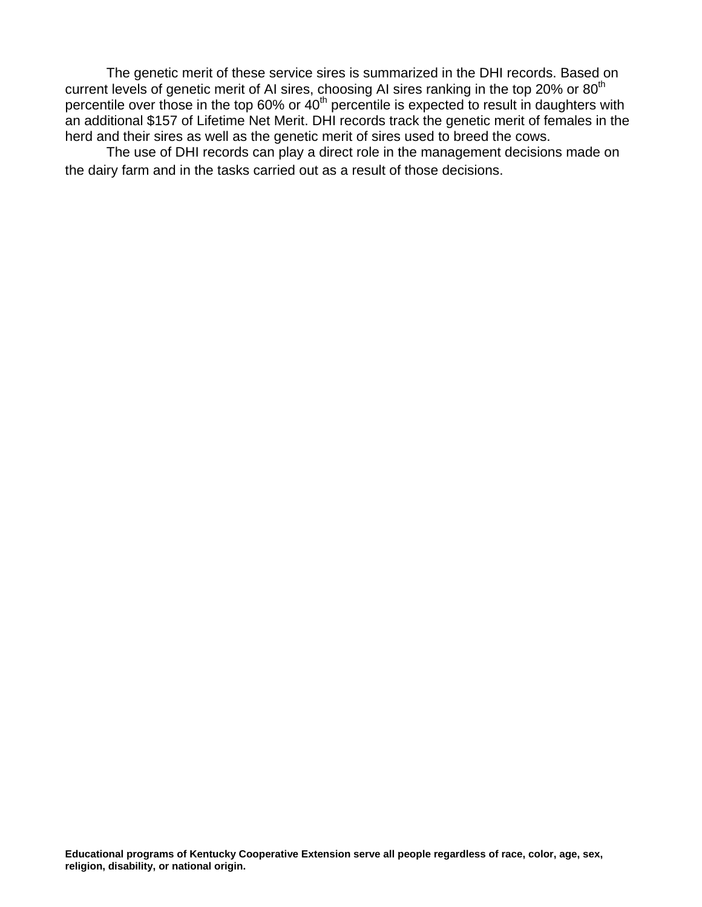The genetic merit of these service sires is summarized in the DHI records. Based on current levels of genetic merit of AI sires, choosing AI sires ranking in the top 20% or 80$^{th}$ percentile over those in the top 60% or 40$^{th}$ percentile is expected to result in daughters with an additional $157 of Lifetime Net Merit. DHI records track the genetic merit of females in the herd and their sires as well as the genetic merit of sires used to breed the cows.

The use of DHI records can play a direct role in the management decisions made on the dairy farm and in the tasks carried out as a result of those decisions.

**Educational programs of Kentucky Cooperative Extension serve all people regardless of race, color, age, sex, religion, disability, or national origin.**